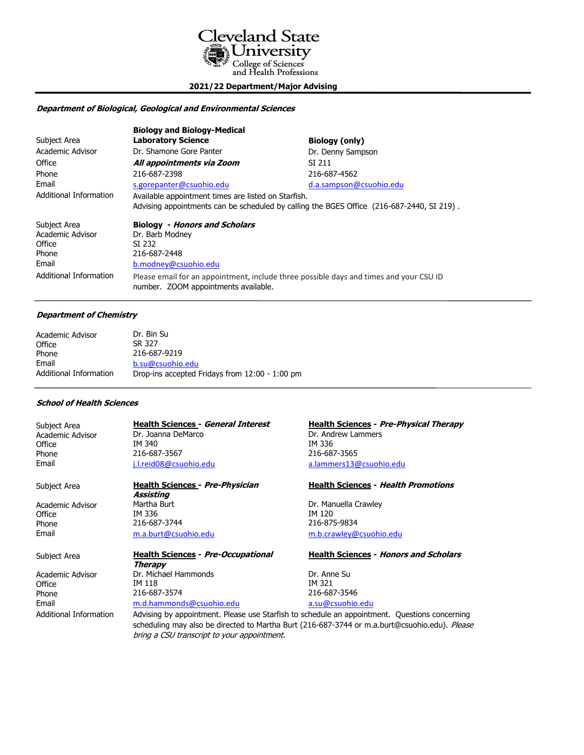# Cleveland State University
College of Sciences and Health Professions

**2021/22 Department/Major Advising**

---

## *Department of Biological, Geological and Environmental Sciences*

| | | |
|---|---|---|
| Subject Area | **Biology and Biology-Medical Laboratory Science** | **Biology (only)** |
| Academic Advisor | Dr. Shamone Gore Panter | Dr. Denny Sampson |
| Office | ***All appointments via Zoom*** | SI 211 |
| Phone | 216-687-2398 | 216-687-4562 |
| Email | s.gorepanter@csuohio.edu | d.a.sampson@csuohio.edu |
| Additional Information | Available appointment times are listed on Starfish. Advising appointments can be scheduled by calling the BGES Office (216-687-2440, SI 219) . | |

| | |
|---|---|
| Subject Area | **Biology - *Honors and Scholars*** |
| Academic Advisor | Dr. Barb Modney |
| Office | SI 232 |
| Phone | 216-687-2448 |
| Email | b.modney@csuohio.edu |
| Additional Information | Please email for an appointment, include three possible days and times and your CSU ID number. ZOOM appointments available. |

---

## *Department of Chemistry*

| | |
|---|---|
| Academic Advisor | Dr. Bin Su |
| Office | SR 327 |
| Phone | 216-687-9219 |
| Email | b.su@csuohio.edu |
| Additional Information | Drop-ins accepted Fridays from 12:00 - 1:00 pm |

---

## *School of Health Sciences*

| | | |
|---|---|---|
| Subject Area | **Health Sciences - *General Interest*** | **Health Sciences - *Pre-Physical Therapy*** |
| Academic Advisor | Dr. Joanna DeMarco | Dr. Andrew Lammers |
| Office | IM 340 | IM 336 |
| Phone | 216-687-3567 | 216-687-3565 |
| Email | j.l.reid08@csuohio.edu | a.lammers13@csuohio.edu |
| Subject Area | **Health Sciences - *Pre-Physician Assisting*** | **Health Sciences - *Health Promotions*** |
| Academic Advisor | Martha Burt | Dr. Manuella Crawley |
| Office | IM 336 | IM 120 |
| Phone | 216-687-3744 | 216-875-9834 |
| Email | m.a.burt@csuohio.edu | m.b.crawley@csuohio.edu |
| Subject Area | **Health Sciences - *Pre-Occupational Therapy*** | **Health Sciences - *Honors and Scholars*** |
| Academic Advisor | Dr. Michael Hammonds | Dr. Anne Su |
| Office | IM 118 | IM 321 |
| Phone | 216-687-3574 | 216-687-3546 |
| Email | m.d.hammonds@csuohio.edu | a.su@csuohio.edu |
| Additional Information | Advising by appointment. Please use Starfish to schedule an appointment. Questions concerning scheduling may also be directed to Martha Burt (216-687-3744 or m.a.burt@csuohio.edu). *Please bring a CSU transcript to your appointment.* | |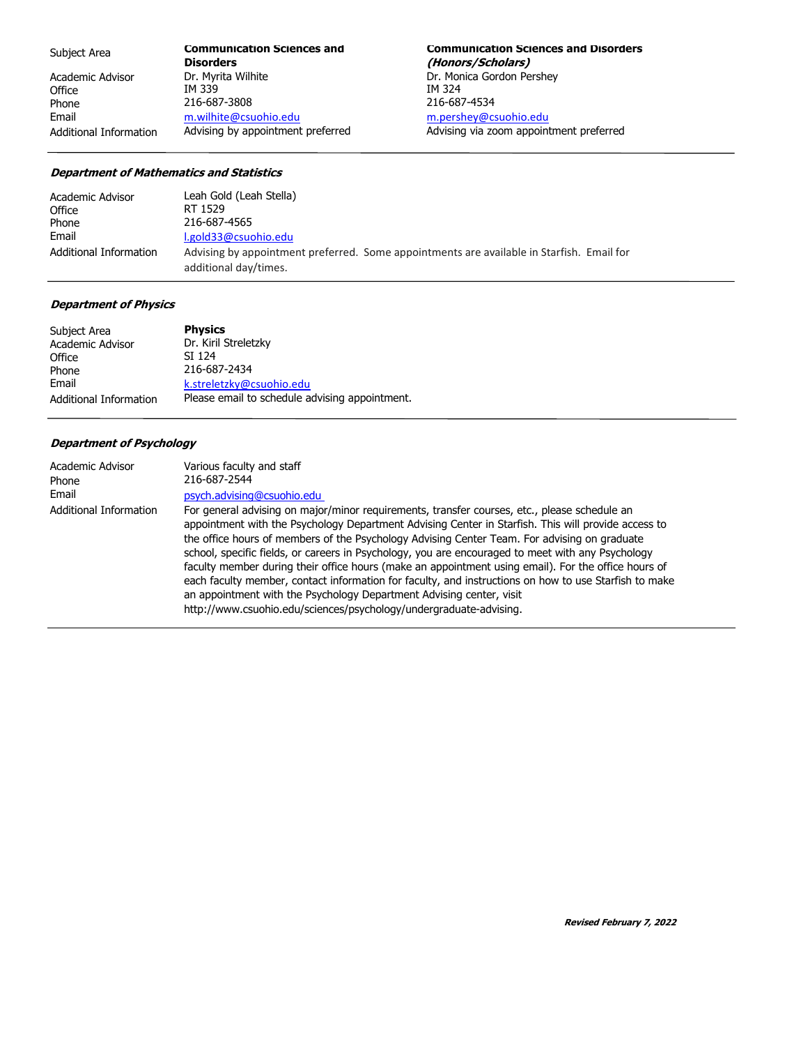| | | |
|---|---|---|
| Subject Area | **Communication Sciences and Disorders** | **Communication Sciences and Disorders *(Honors/Scholars)*** |
| Academic Advisor | Dr. Myrita Wilhite | Dr. Monica Gordon Pershey |
| Office | IM 339 | IM 324 |
| Phone | 216-687-3808 | 216-687-4534 |
| Email | m.wilhite@csuohio.edu | m.pershey@csuohio.edu |
| Additional Information | Advising by appointment preferred | Advising via zoom appointment preferred |

***Department of Mathematics and Statistics***

| | |
|---|---|
| Academic Advisor | Leah Gold (Leah Stella) |
| Office | RT 1529 |
| Phone | 216-687-4565 |
| Email | l.gold33@csuohio.edu |
| Additional Information | Advising by appointment preferred. Some appointments are available in Starfish. Email for additional day/times. |

***Department of Physics***

| | |
|---|---|
| Subject Area | **Physics** |
| Academic Advisor | Dr. Kiril Streletzky |
| Office | SI 124 |
| Phone | 216-687-2434 |
| Email | k.streletzky@csuohio.edu |
| Additional Information | Please email to schedule advising appointment. |

***Department of Psychology***

| | |
|---|---|
| Academic Advisor | Various faculty and staff |
| Phone | 216-687-2544 |
| Email | psych.advising@csuohio.edu |
| Additional Information | For general advising on major/minor requirements, transfer courses, etc., please schedule an appointment with the Psychology Department Advising Center in Starfish. This will provide access to the office hours of members of the Psychology Advising Center Team. For advising on graduate school, specific fields, or careers in Psychology, you are encouraged to meet with any Psychology faculty member during their office hours (make an appointment using email). For the office hours of each faculty member, contact information for faculty, and instructions on how to use Starfish to make an appointment with the Psychology Department Advising center, visit http://www.csuohio.edu/sciences/psychology/undergraduate-advising. |

***Revised February 7, 2022***